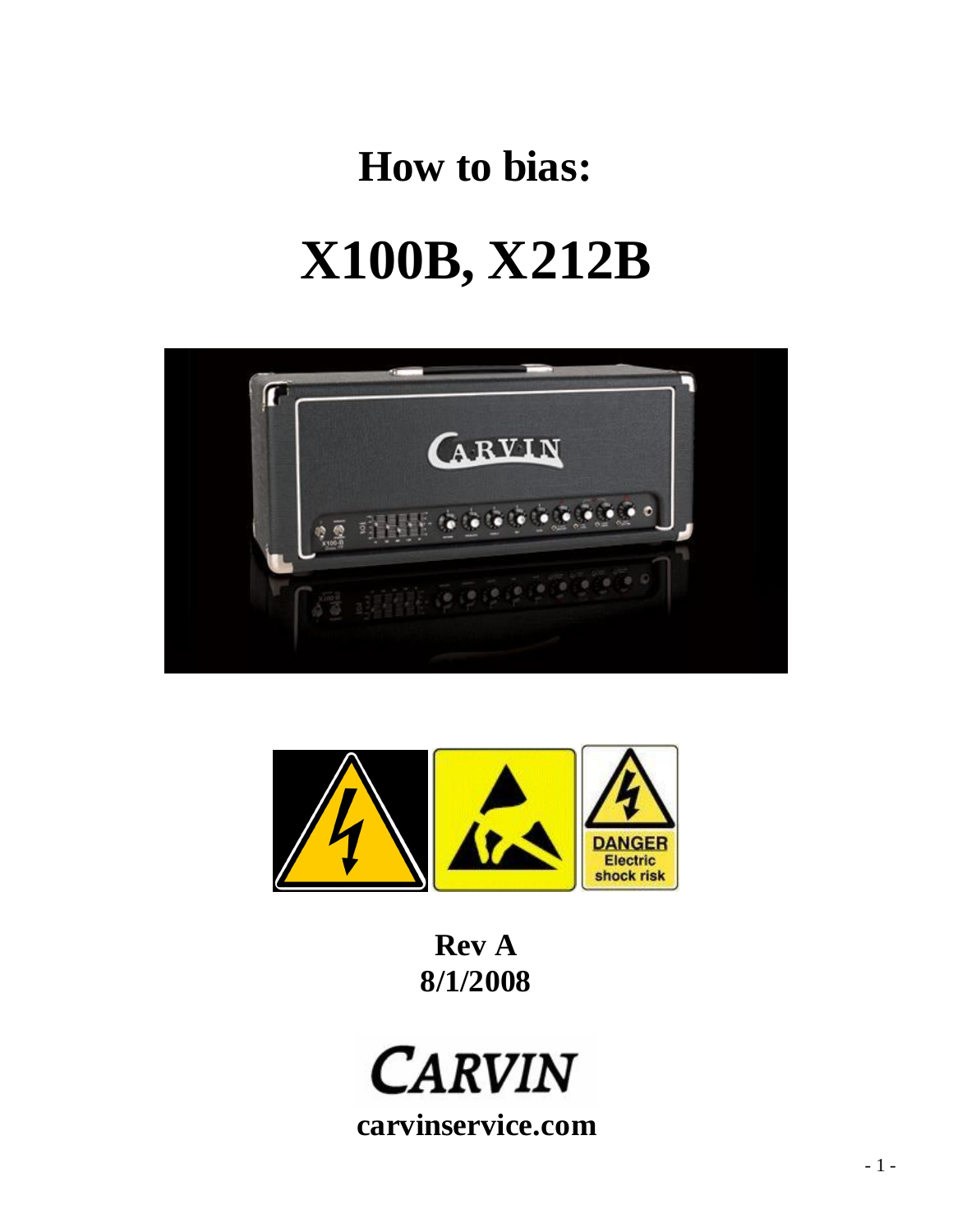# How to bias:

# X100B, X212B

**Rev A**
**8/1/2008**

**carvinservice.com**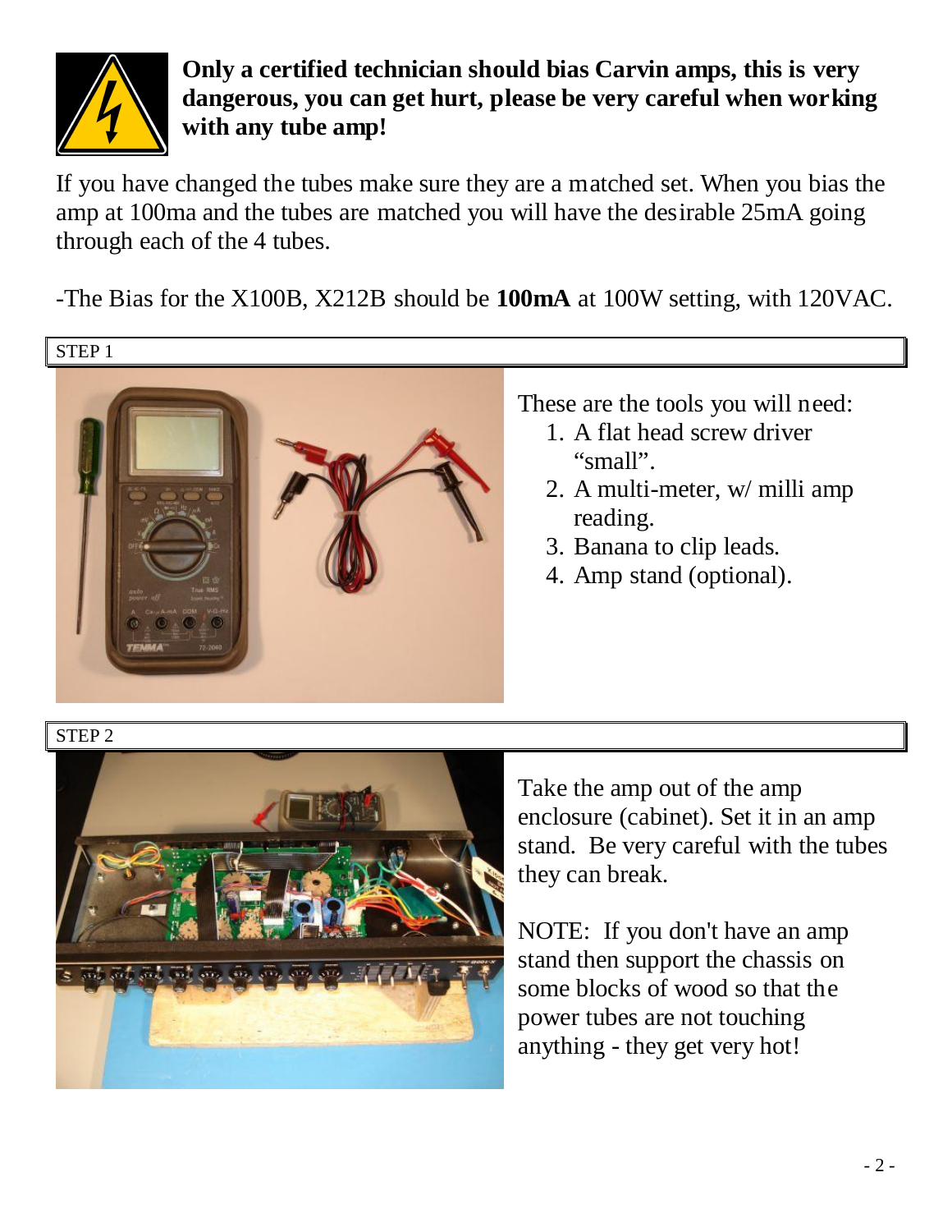**Only a certified technician should bias Carvin amps, this is very dangerous, you can get hurt, please be very careful when working with any tube amp!**

If you have changed the tubes make sure they are a matched set. When you bias the amp at 100ma and the tubes are matched you will have the desirable 25mA going through each of the 4 tubes.

-The Bias for the X100B, X212B should be **100mA** at 100W setting, with 120VAC.

STEP 1

These are the tools you will need:

1. A flat head screw driver "small".
2. A multi-meter, w/ milli amp reading.
3. Banana to clip leads.
4. Amp stand (optional).

STEP 2

Take the amp out of the amp enclosure (cabinet). Set it in an amp stand. Be very careful with the tubes they can break.

NOTE: If you don't have an amp stand then support the chassis on some blocks of wood so that the power tubes are not touching anything - they get very hot!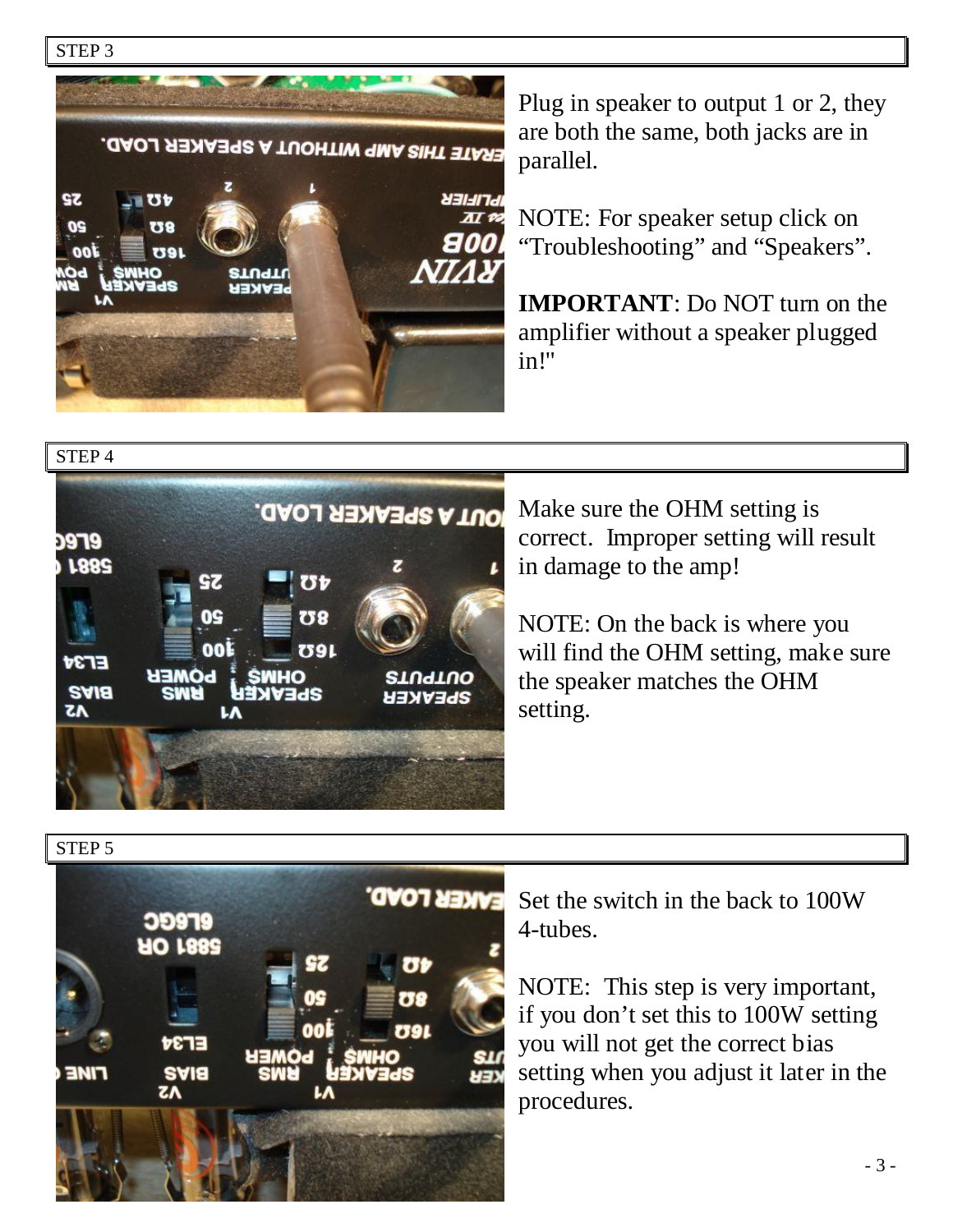STEP 3

Plug in speaker to output 1 or 2, they are both the same, both jacks are in parallel.

NOTE: For speaker setup click on “Troubleshooting” and “Speakers”.

**IMPORTANT**: Do NOT turn on the amplifier without a speaker plugged in!"

STEP 4

Make sure the OHM setting is correct. Improper setting will result in damage to the amp!

NOTE: On the back is where you will find the OHM setting, make sure the speaker matches the OHM setting.

STEP 5

Set the switch in the back to 100W 4-tubes.

NOTE: This step is very important, if you don’t set this to 100W setting you will not get the correct bias setting when you adjust it later in the procedures.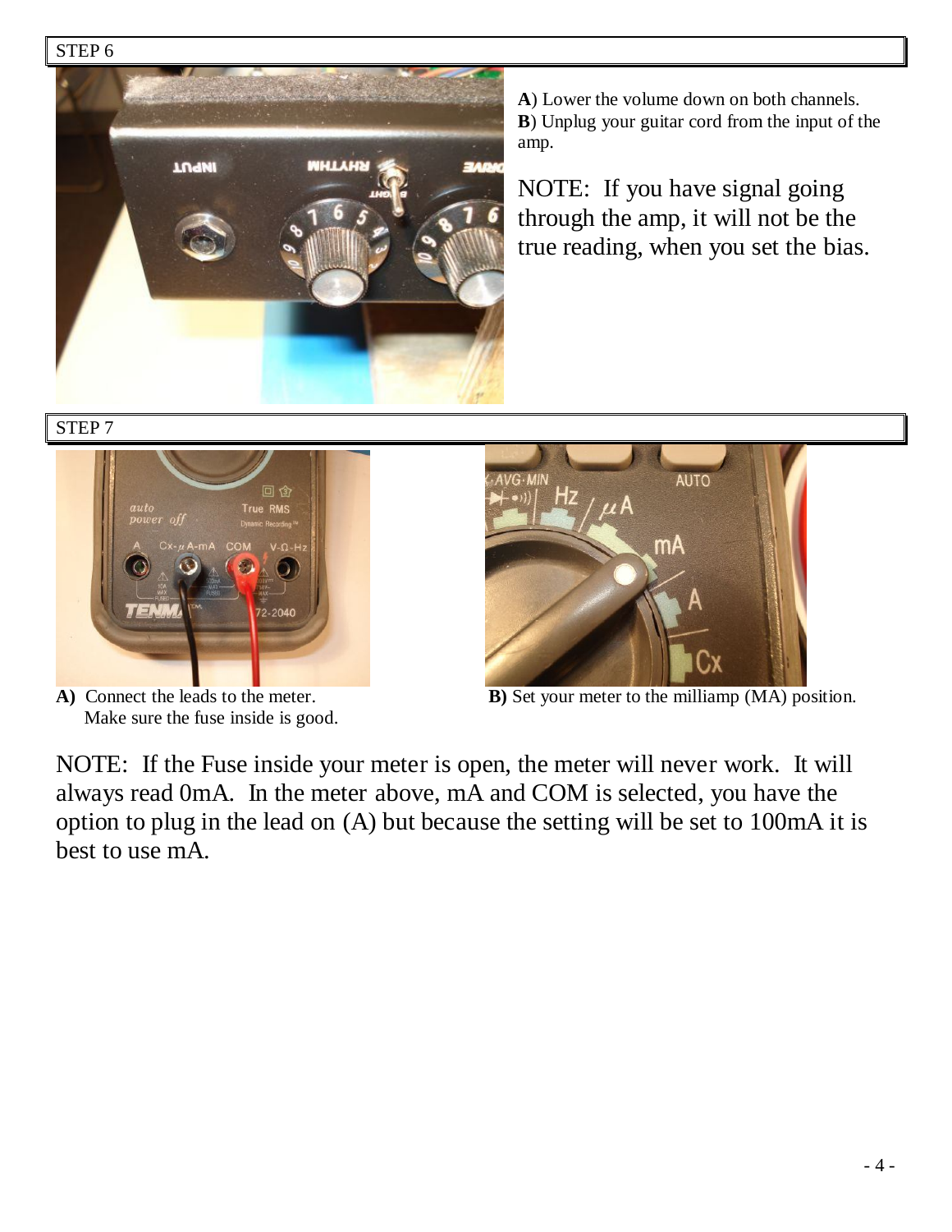## STEP 6

**A**) Lower the volume down on both channels.
**B**) Unplug your guitar cord from the input of the amp.

NOTE: If you have signal going through the amp, it will not be the true reading, when you set the bias.

## STEP 7

**A)** Connect the leads to the meter.
Make sure the fuse inside is good.

**B)** Set your meter to the milliamp (MA) position.

NOTE: If the Fuse inside your meter is open, the meter will never work. It will always read 0mA. In the meter above, mA and COM is selected, you have the option to plug in the lead on (A) but because the setting will be set to 100mA it is best to use mA.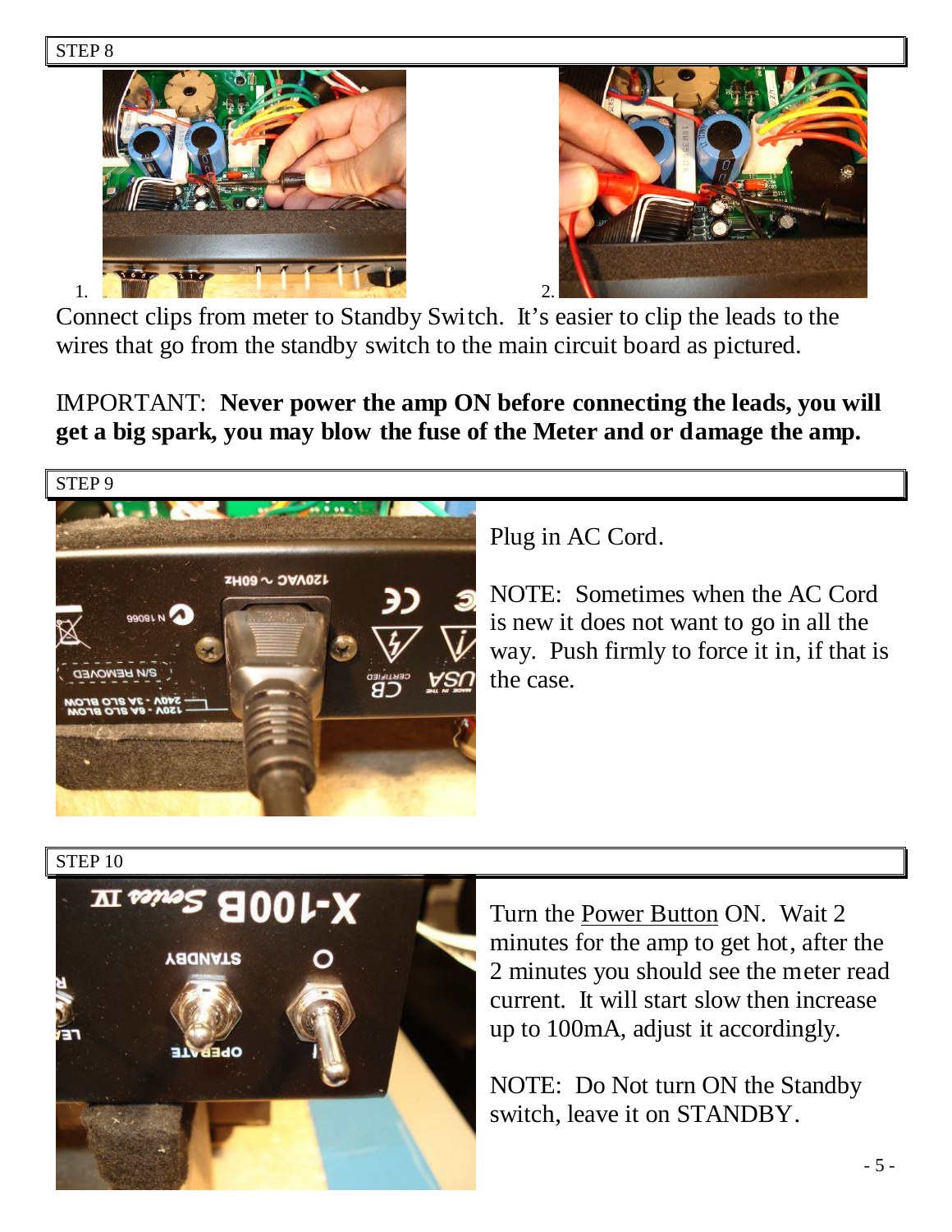## STEP 8

1. 2.

Connect clips from meter to Standby Switch. It's easier to clip the leads to the wires that go from the standby switch to the main circuit board as pictured.

IMPORTANT: **Never power the amp ON before connecting the leads, you will get a big spark, you may blow the fuse of the Meter and or damage the amp.**

## STEP 9

Plug in AC Cord.

NOTE: Sometimes when the AC Cord is new it does not want to go in all the way. Push firmly to force it in, if that is the case.

## STEP 10

Turn the <u>Power Button</u> ON. Wait 2 minutes for the amp to get hot, after the 2 minutes you should see the meter read current. It will start slow then increase up to 100mA, adjust it accordingly.

NOTE: Do Not turn ON the Standby switch, leave it on STANDBY.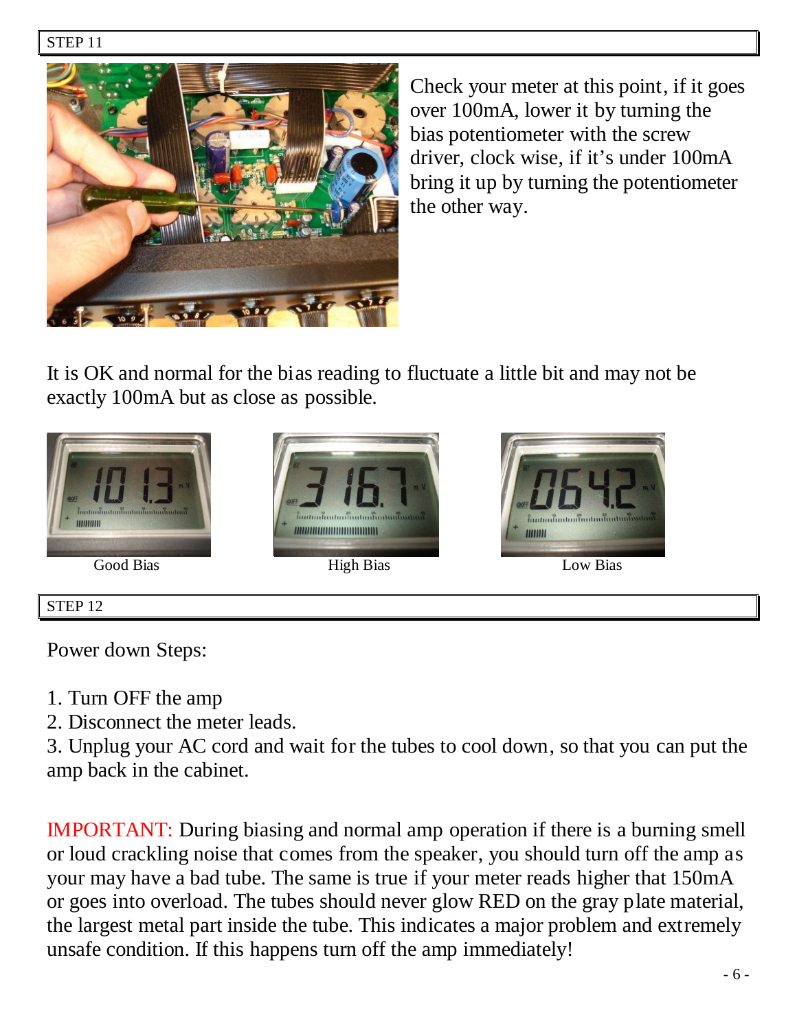STEP 11

Check your meter at this point, if it goes over 100mA, lower it by turning the bias potentiometer with the screw driver, clock wise, if it's under 100mA bring it up by turning the potentiometer the other way.

It is OK and normal for the bias reading to fluctuate a little bit and may not be exactly 100mA but as close as possible.

Good Bias

High Bias

Low Bias

STEP 12

Power down Steps:

1. Turn OFF the amp
2. Disconnect the meter leads.
3. Unplug your AC cord and wait for the tubes to cool down, so that you can put the amp back in the cabinet.

IMPORTANT: During biasing and normal amp operation if there is a burning smell or loud crackling noise that comes from the speaker, you should turn off the amp as your may have a bad tube. The same is true if your meter reads higher that 150mA or goes into overload. The tubes should never glow RED on the gray plate material, the largest metal part inside the tube. This indicates a major problem and extremely unsafe condition. If this happens turn off the amp immediately!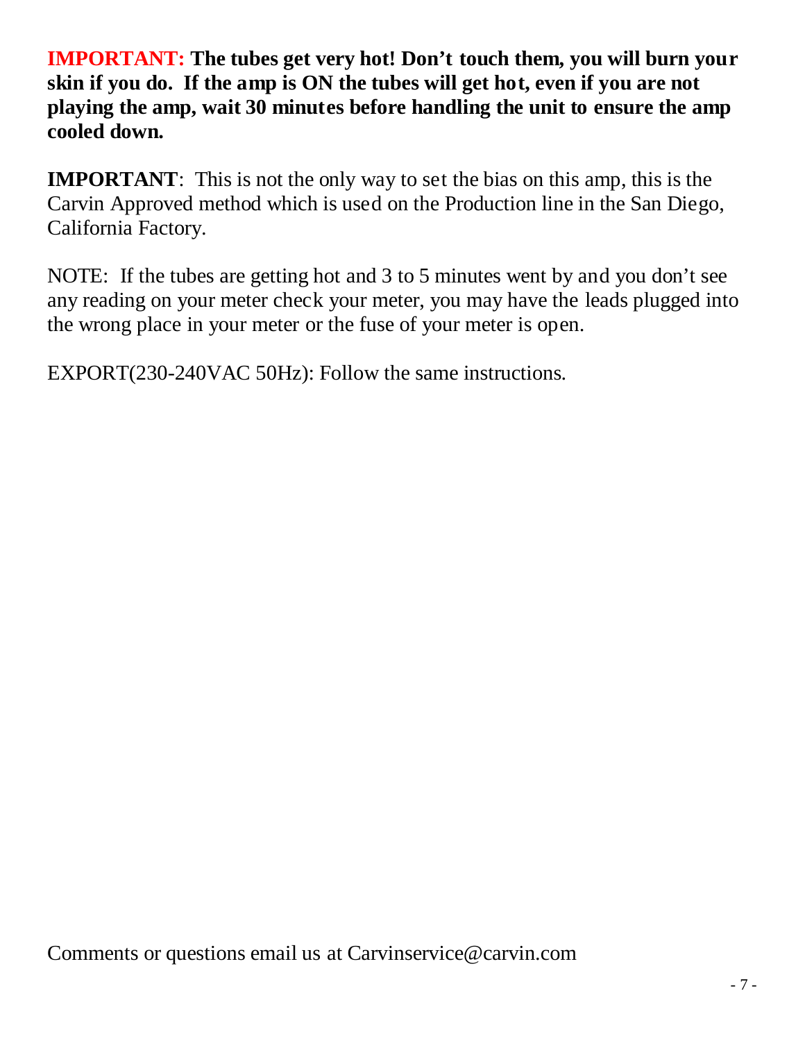**IMPORTANT: The tubes get very hot! Don't touch them, you will burn your skin if you do. If the amp is ON the tubes will get hot, even if you are not playing the amp, wait 30 minutes before handling the unit to ensure the amp cooled down.**

**IMPORTANT**: This is not the only way to set the bias on this amp, this is the Carvin Approved method which is used on the Production line in the San Diego, California Factory.

NOTE: If the tubes are getting hot and 3 to 5 minutes went by and you don't see any reading on your meter check your meter, you may have the leads plugged into the wrong place in your meter or the fuse of your meter is open.

EXPORT(230-240VAC 50Hz): Follow the same instructions.

Comments or questions email us at Carvinservice@carvin.com